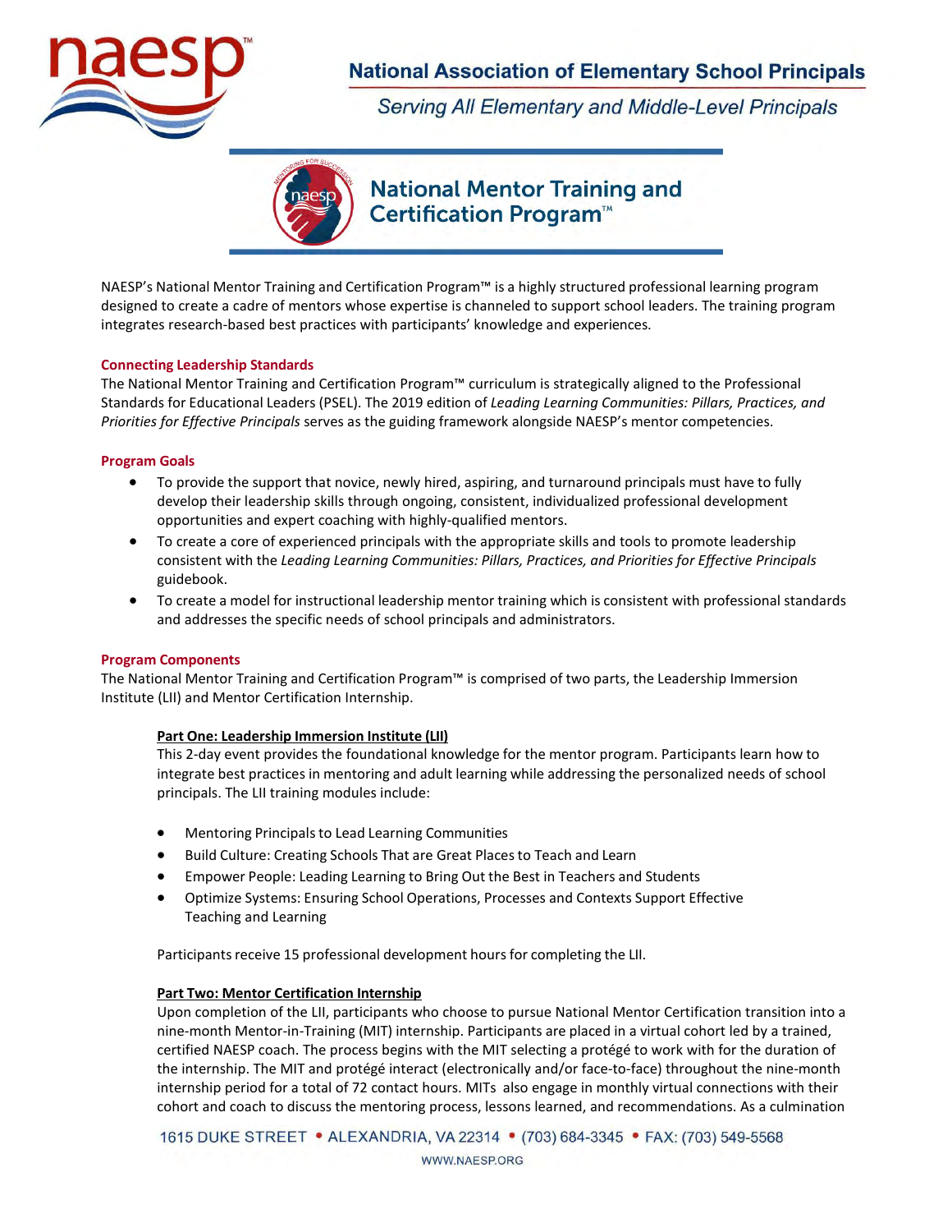# National Association of Elementary School Principals

*Serving All Elementary and Middle-Level Principals*

## National Mentor Training and Certification Program™

NAESP's National Mentor Training and Certification Program™ is a highly structured professional learning program designed to create a cadre of mentors whose expertise is channeled to support school leaders. The training program integrates research-based best practices with participants' knowledge and experiences.

### Connecting Leadership Standards

The National Mentor Training and Certification Program™ curriculum is strategically aligned to the Professional Standards for Educational Leaders (PSEL). The 2019 edition of *Leading Learning Communities: Pillars, Practices, and Priorities for Effective Principals* serves as the guiding framework alongside NAESP's mentor competencies.

### Program Goals

- To provide the support that novice, newly hired, aspiring, and turnaround principals must have to fully develop their leadership skills through ongoing, consistent, individualized professional development opportunities and expert coaching with highly-qualified mentors.
- To create a core of experienced principals with the appropriate skills and tools to promote leadership consistent with the *Leading Learning Communities: Pillars, Practices, and Priorities for Effective Principals* guidebook.
- To create a model for instructional leadership mentor training which is consistent with professional standards and addresses the specific needs of school principals and administrators.

### Program Components

The National Mentor Training and Certification Program™ is comprised of two parts, the Leadership Immersion Institute (LII) and Mentor Certification Internship.

#### Part One: Leadership Immersion Institute (LII)

This 2-day event provides the foundational knowledge for the mentor program. Participants learn how to integrate best practices in mentoring and adult learning while addressing the personalized needs of school principals. The LII training modules include:

- Mentoring Principals to Lead Learning Communities
- Build Culture: Creating Schools That are Great Places to Teach and Learn
- Empower People: Leading Learning to Bring Out the Best in Teachers and Students
- Optimize Systems: Ensuring School Operations, Processes and Contexts Support Effective Teaching and Learning

Participants receive 15 professional development hours for completing the LII.

#### Part Two: Mentor Certification Internship

Upon completion of the LII, participants who choose to pursue National Mentor Certification transition into a nine-month Mentor-in-Training (MIT) internship. Participants are placed in a virtual cohort led by a trained, certified NAESP coach. The process begins with the MIT selecting a protégé to work with for the duration of the internship. The MIT and protégé interact (electronically and/or face-to-face) throughout the nine-month internship period for a total of 72 contact hours. MITs also engage in monthly virtual connections with their cohort and coach to discuss the mentoring process, lessons learned, and recommendations. As a culmination

1615 DUKE STREET • ALEXANDRIA, VA 22314 • (703) 684-3345 • FAX: (703) 549-5568

WWW.NAESP.ORG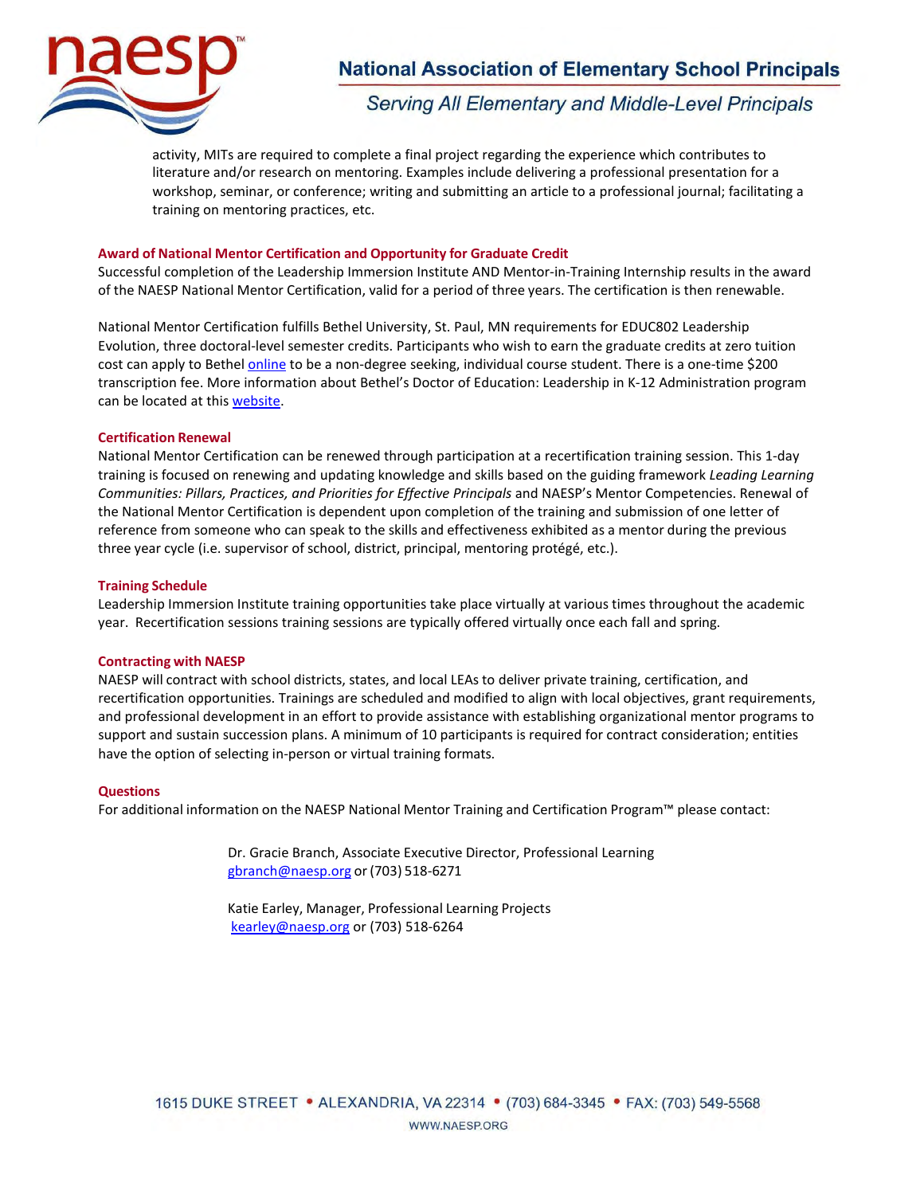activity, MITs are required to complete a final project regarding the experience which contributes to literature and/or research on mentoring. Examples include delivering a professional presentation for a workshop, seminar, or conference; writing and submitting an article to a professional journal; facilitating a training on mentoring practices, etc.

### Award of National Mentor Certification and Opportunity for Graduate Credit

Successful completion of the Leadership Immersion Institute AND Mentor-in-Training Internship results in the award of the NAESP National Mentor Certification, valid for a period of three years. The certification is then renewable.

National Mentor Certification fulfills Bethel University, St. Paul, MN requirements for EDUC802 Leadership Evolution, three doctoral-level semester credits. Participants who wish to earn the graduate credits at zero tuition cost can apply to Bethel online to be a non-degree seeking, individual course student. There is a one-time $200 transcription fee. More information about Bethel's Doctor of Education: Leadership in K-12 Administration program can be located at this website.

### Certification Renewal

National Mentor Certification can be renewed through participation at a recertification training session. This 1-day training is focused on renewing and updating knowledge and skills based on the guiding framework *Leading Learning Communities: Pillars, Practices, and Priorities for Effective Principals* and NAESP's Mentor Competencies. Renewal of the National Mentor Certification is dependent upon completion of the training and submission of one letter of reference from someone who can speak to the skills and effectiveness exhibited as a mentor during the previous three year cycle (i.e. supervisor of school, district, principal, mentoring protégé, etc.).

### Training Schedule

Leadership Immersion Institute training opportunities take place virtually at various times throughout the academic year. Recertification sessions training sessions are typically offered virtually once each fall and spring.

### Contracting with NAESP

NAESP will contract with school districts, states, and local LEAs to deliver private training, certification, and recertification opportunities. Trainings are scheduled and modified to align with local objectives, grant requirements, and professional development in an effort to provide assistance with establishing organizational mentor programs to support and sustain succession plans. A minimum of 10 participants is required for contract consideration; entities have the option of selecting in-person or virtual training formats.

### Questions

For additional information on the NAESP National Mentor Training and Certification Program™ please contact:

Dr. Gracie Branch, Associate Executive Director, Professional Learning
gbranch@naesp.org or (703) 518-6271

Katie Earley, Manager, Professional Learning Projects
kearley@naesp.org or (703) 518-6264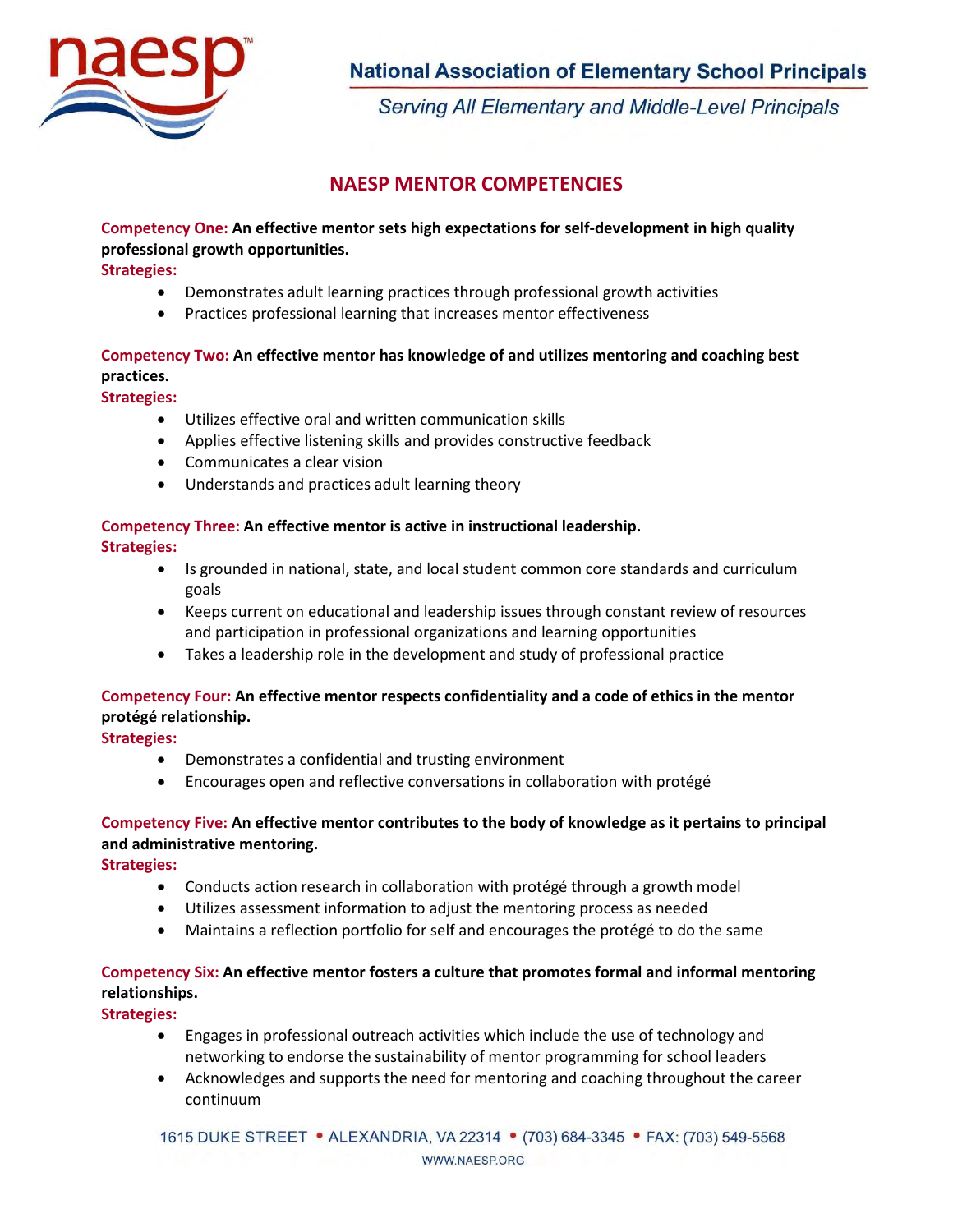# NAESP MENTOR COMPETENCIES

**Competency One: An effective mentor sets high expectations for self-development in high quality professional growth opportunities.**

**Strategies:**

- Demonstrates adult learning practices through professional growth activities
- Practices professional learning that increases mentor effectiveness

**Competency Two: An effective mentor has knowledge of and utilizes mentoring and coaching best practices.**

**Strategies:**

- Utilizes effective oral and written communication skills
- Applies effective listening skills and provides constructive feedback
- Communicates a clear vision
- Understands and practices adult learning theory

**Competency Three: An effective mentor is active in instructional leadership.**

**Strategies:**

- Is grounded in national, state, and local student common core standards and curriculum goals
- Keeps current on educational and leadership issues through constant review of resources and participation in professional organizations and learning opportunities
- Takes a leadership role in the development and study of professional practice

**Competency Four: An effective mentor respects confidentiality and a code of ethics in the mentor protégé relationship.**

**Strategies:**

- Demonstrates a confidential and trusting environment
- Encourages open and reflective conversations in collaboration with protégé

**Competency Five: An effective mentor contributes to the body of knowledge as it pertains to principal and administrative mentoring.**

**Strategies:**

- Conducts action research in collaboration with protégé through a growth model
- Utilizes assessment information to adjust the mentoring process as needed
- Maintains a reflection portfolio for self and encourages the protégé to do the same

**Competency Six: An effective mentor fosters a culture that promotes formal and informal mentoring relationships.**

**Strategies:**

- Engages in professional outreach activities which include the use of technology and networking to endorse the sustainability of mentor programming for school leaders
- Acknowledges and supports the need for mentoring and coaching throughout the career continuum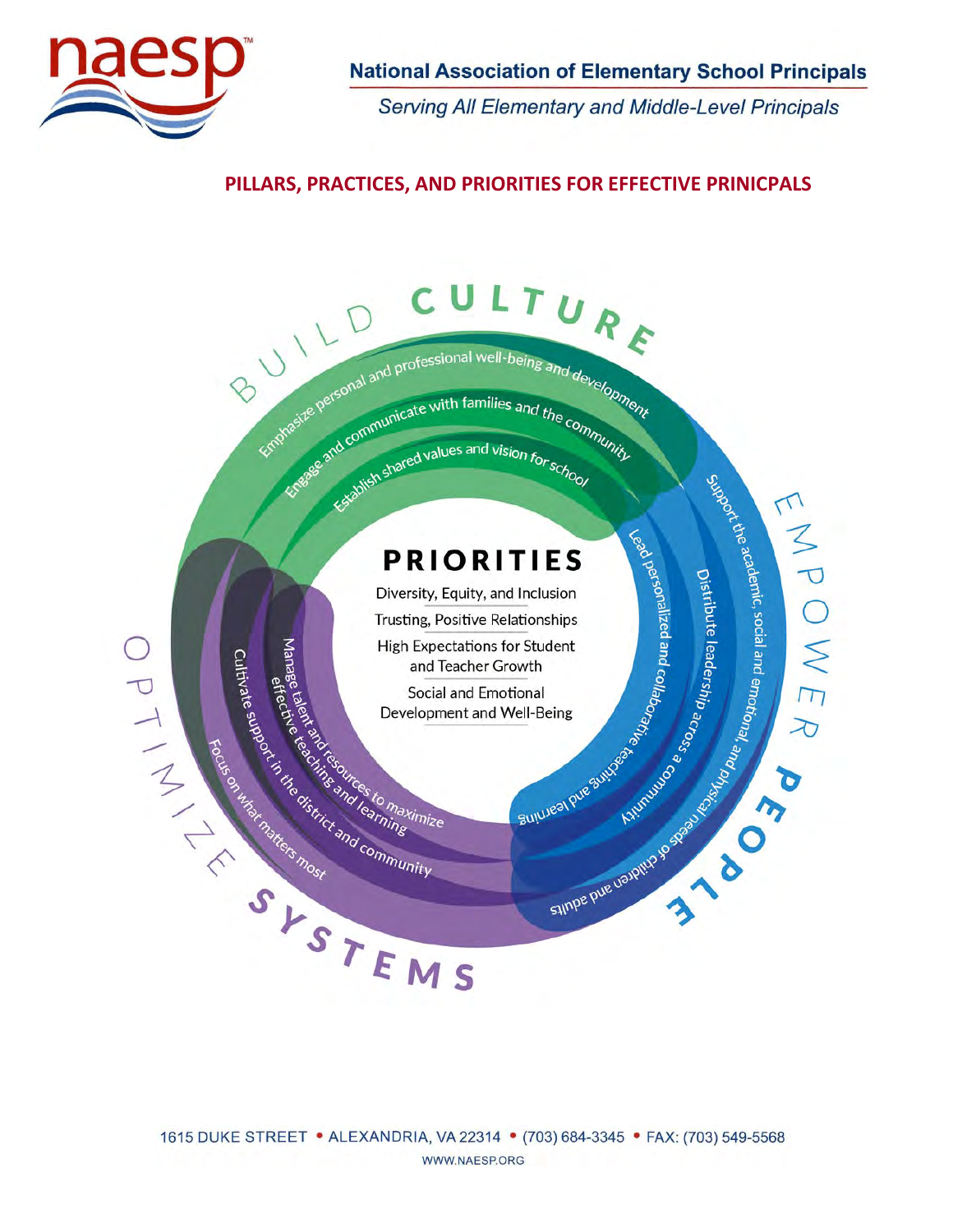**National Association of Elementary School Principals**

*Serving All Elementary and Middle-Level Principals*

## PILLARS, PRACTICES, AND PRIORITIES FOR EFFECTIVE PRINICPALS

BUILD CULTURE

Emphasize personal and professional well-being and development

Engage and communicate with families and the community

Establish shared values and vision for school

EMPOWER PEOPLE

Support the academic, social and emotional, and physical needs of children and adults

Distribute leadership across a community

Lead personalized and collaborative teaching and learning

OPTIMIZE SYSTEMS

Focus on what matters most

Cultivate support in the district and community

Manage talent and resources to maximize effective teaching and learning

PRIORITIES

Diversity, Equity, and Inclusion

Trusting, Positive Relationships

High Expectations for Student and Teacher Growth

Social and Emotional Development and Well-Being